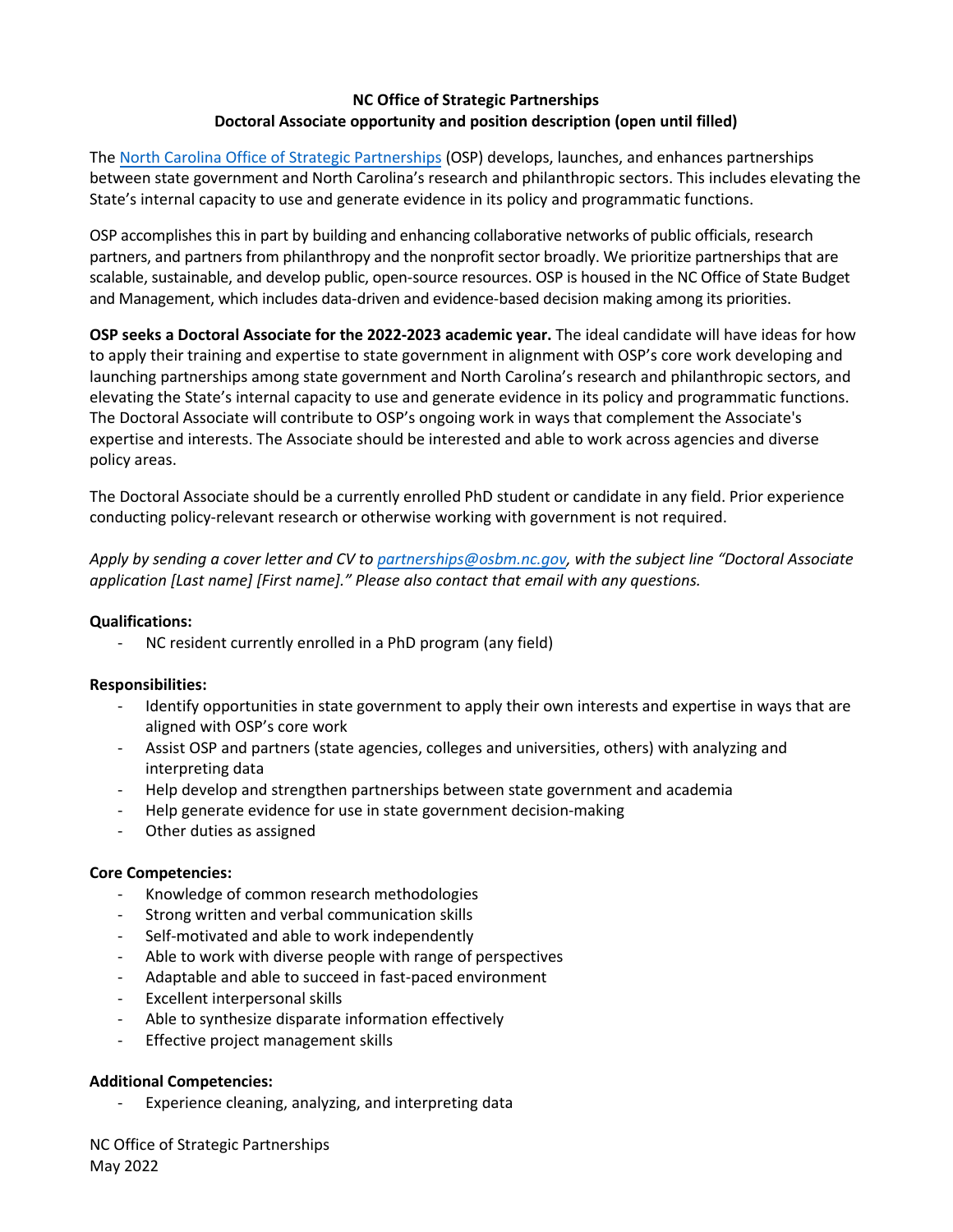**NC Office of Strategic Partnerships**
**Doctoral Associate opportunity and position description (open until filled)**

The [North Carolina Office of Strategic Partnerships](https://www.osbm.nc.gov) (OSP) develops, launches, and enhances partnerships between state government and North Carolina's research and philanthropic sectors. This includes elevating the State's internal capacity to use and generate evidence in its policy and programmatic functions.

OSP accomplishes this in part by building and enhancing collaborative networks of public officials, research partners, and partners from philanthropy and the nonprofit sector broadly. We prioritize partnerships that are scalable, sustainable, and develop public, open-source resources. OSP is housed in the NC Office of State Budget and Management, which includes data-driven and evidence-based decision making among its priorities.

**OSP seeks a Doctoral Associate for the 2022-2023 academic year.** The ideal candidate will have ideas for how to apply their training and expertise to state government in alignment with OSP's core work developing and launching partnerships among state government and North Carolina's research and philanthropic sectors, and elevating the State's internal capacity to use and generate evidence in its policy and programmatic functions. The Doctoral Associate will contribute to OSP's ongoing work in ways that complement the Associate's expertise and interests. The Associate should be interested and able to work across agencies and diverse policy areas.

The Doctoral Associate should be a currently enrolled PhD student or candidate in any field. Prior experience conducting policy-relevant research or otherwise working with government is not required.

*Apply by sending a cover letter and CV to [partnerships@osbm.nc.gov](mailto:partnerships@osbm.nc.gov), with the subject line "Doctoral Associate application [Last name] [First name]." Please also contact that email with any questions.*

**Qualifications:**

- NC resident currently enrolled in a PhD program (any field)

**Responsibilities:**

- Identify opportunities in state government to apply their own interests and expertise in ways that are aligned with OSP's core work
- Assist OSP and partners (state agencies, colleges and universities, others) with analyzing and interpreting data
- Help develop and strengthen partnerships between state government and academia
- Help generate evidence for use in state government decision-making
- Other duties as assigned

**Core Competencies:**

- Knowledge of common research methodologies
- Strong written and verbal communication skills
- Self-motivated and able to work independently
- Able to work with diverse people with range of perspectives
- Adaptable and able to succeed in fast-paced environment
- Excellent interpersonal skills
- Able to synthesize disparate information effectively
- Effective project management skills

**Additional Competencies:**

- Experience cleaning, analyzing, and interpreting data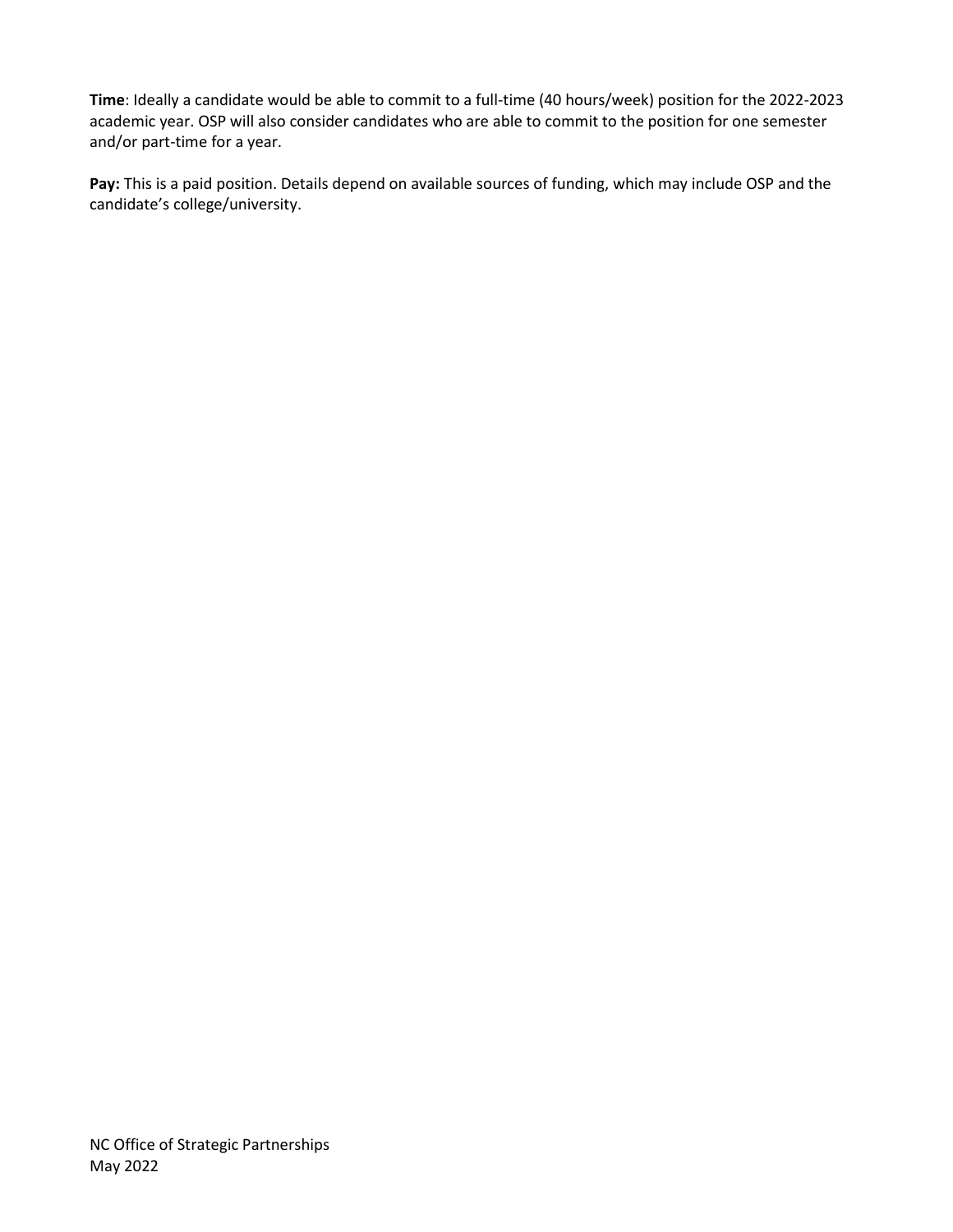**Time**: Ideally a candidate would be able to commit to a full-time (40 hours/week) position for the 2022-2023 academic year. OSP will also consider candidates who are able to commit to the position for one semester and/or part-time for a year.

**Pay:** This is a paid position. Details depend on available sources of funding, which may include OSP and the candidate's college/university.

NC Office of Strategic Partnerships
May 2022